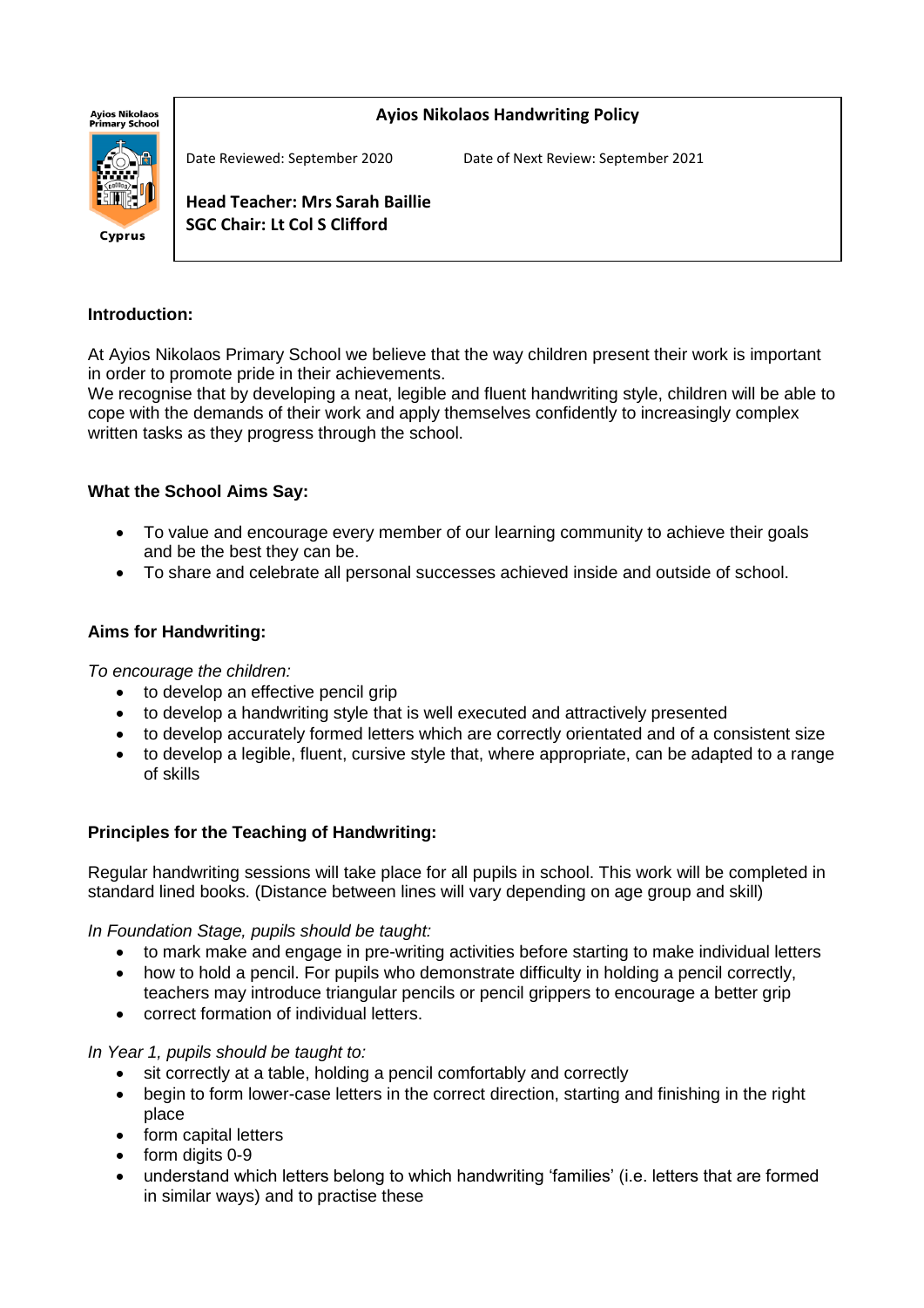Ayios Nikolaos Primary School

Cyprus

# Ayios Nikolaos Handwriting Policy

Date Reviewed: September 2020 Date of Next Review: September 2021

**Head Teacher: Mrs Sarah Baillie**
**SGC Chair: Lt Col S Clifford**

## Introduction:

At Ayios Nikolaos Primary School we believe that the way children present their work is important in order to promote pride in their achievements.
We recognise that by developing a neat, legible and fluent handwriting style, children will be able to cope with the demands of their work and apply themselves confidently to increasingly complex written tasks as they progress through the school.

## What the School Aims Say:

- To value and encourage every member of our learning community to achieve their goals and be the best they can be.
- To share and celebrate all personal successes achieved inside and outside of school.

## Aims for Handwriting:

*To encourage the children:*

- to develop an effective pencil grip
- to develop a handwriting style that is well executed and attractively presented
- to develop accurately formed letters which are correctly orientated and of a consistent size
- to develop a legible, fluent, cursive style that, where appropriate, can be adapted to a range of skills

## Principles for the Teaching of Handwriting:

Regular handwriting sessions will take place for all pupils in school. This work will be completed in standard lined books. (Distance between lines will vary depending on age group and skill)

*In Foundation Stage, pupils should be taught:*

- to mark make and engage in pre-writing activities before starting to make individual letters
- how to hold a pencil. For pupils who demonstrate difficulty in holding a pencil correctly, teachers may introduce triangular pencils or pencil grippers to encourage a better grip
- correct formation of individual letters.

*In Year 1, pupils should be taught to:*

- sit correctly at a table, holding a pencil comfortably and correctly
- begin to form lower-case letters in the correct direction, starting and finishing in the right place
- form capital letters
- form digits 0-9
- understand which letters belong to which handwriting 'families' (i.e. letters that are formed in similar ways) and to practise these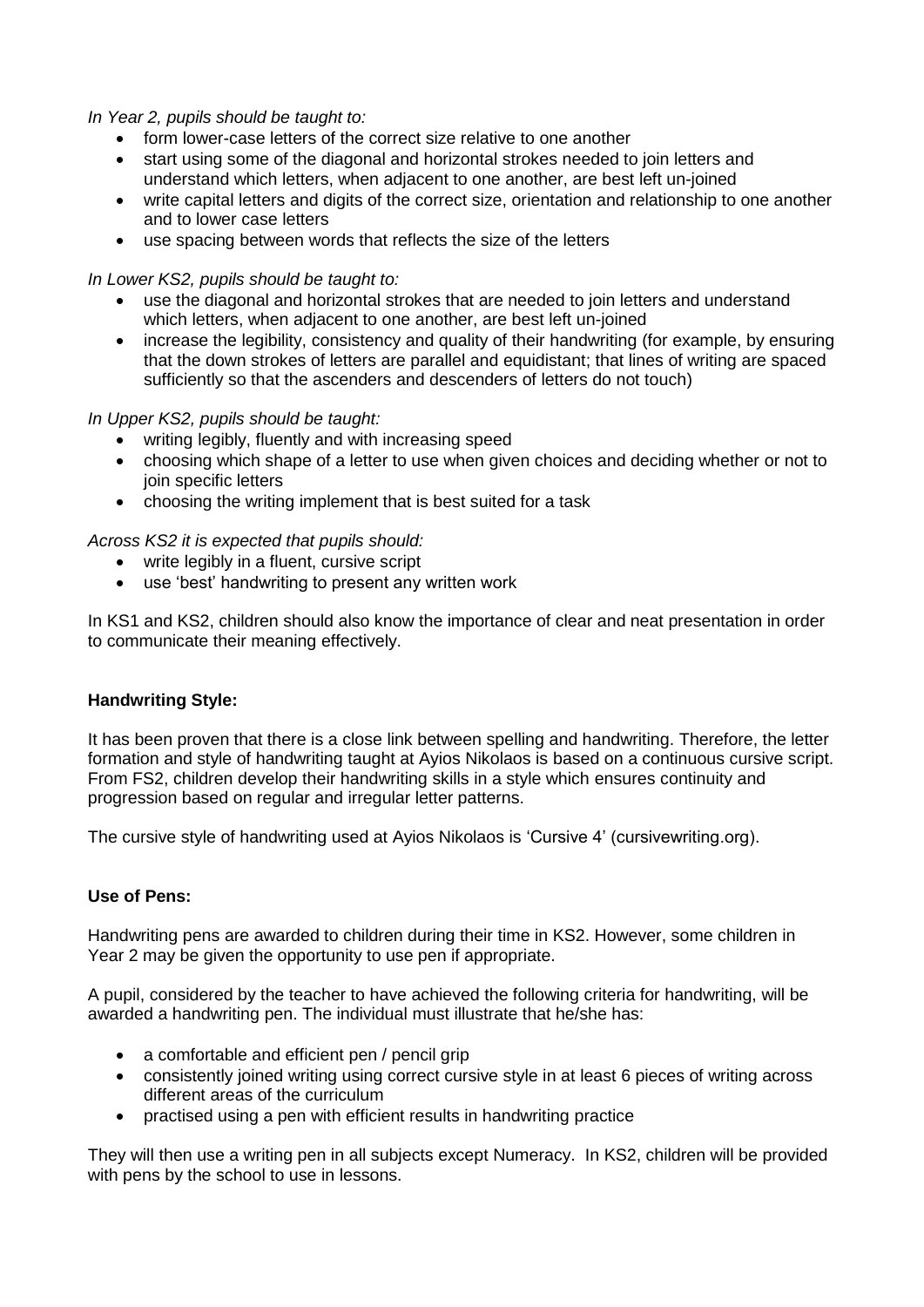*In Year 2, pupils should be taught to:*

- form lower-case letters of the correct size relative to one another
- start using some of the diagonal and horizontal strokes needed to join letters and understand which letters, when adjacent to one another, are best left un-joined
- write capital letters and digits of the correct size, orientation and relationship to one another and to lower case letters
- use spacing between words that reflects the size of the letters

*In Lower KS2, pupils should be taught to:*

- use the diagonal and horizontal strokes that are needed to join letters and understand which letters, when adjacent to one another, are best left un-joined
- increase the legibility, consistency and quality of their handwriting (for example, by ensuring that the down strokes of letters are parallel and equidistant; that lines of writing are spaced sufficiently so that the ascenders and descenders of letters do not touch)

*In Upper KS2, pupils should be taught:*

- writing legibly, fluently and with increasing speed
- choosing which shape of a letter to use when given choices and deciding whether or not to join specific letters
- choosing the writing implement that is best suited for a task

*Across KS2 it is expected that pupils should:*

- write legibly in a fluent, cursive script
- use 'best' handwriting to present any written work

In KS1 and KS2, children should also know the importance of clear and neat presentation in order to communicate their meaning effectively.

**Handwriting Style:**

It has been proven that there is a close link between spelling and handwriting. Therefore, the letter formation and style of handwriting taught at Ayios Nikolaos is based on a continuous cursive script. From FS2, children develop their handwriting skills in a style which ensures continuity and progression based on regular and irregular letter patterns.

The cursive style of handwriting used at Ayios Nikolaos is 'Cursive 4' (cursivewriting.org).

**Use of Pens:**

Handwriting pens are awarded to children during their time in KS2. However, some children in Year 2 may be given the opportunity to use pen if appropriate.

A pupil, considered by the teacher to have achieved the following criteria for handwriting, will be awarded a handwriting pen. The individual must illustrate that he/she has:

- a comfortable and efficient pen / pencil grip
- consistently joined writing using correct cursive style in at least 6 pieces of writing across different areas of the curriculum
- practised using a pen with efficient results in handwriting practice

They will then use a writing pen in all subjects except Numeracy. In KS2, children will be provided with pens by the school to use in lessons.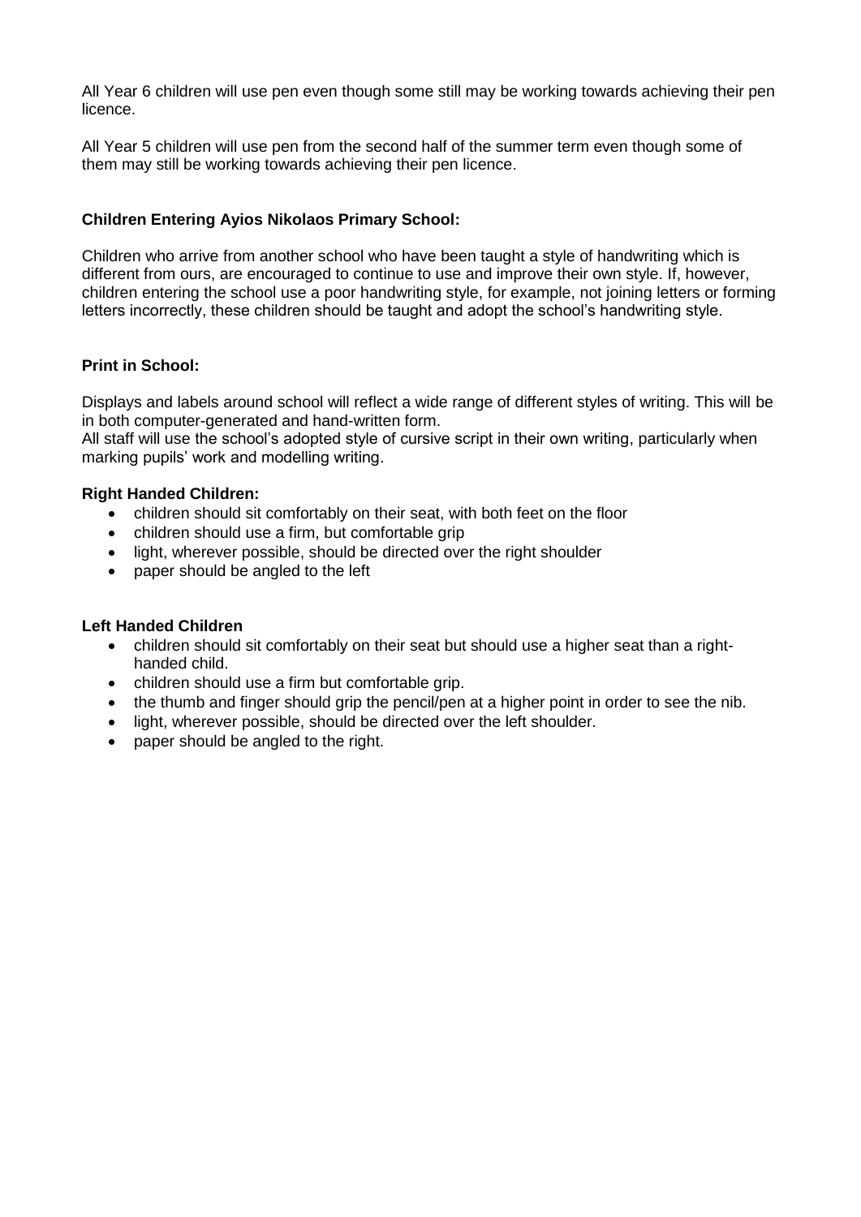All Year 6 children will use pen even though some still may be working towards achieving their pen licence.

All Year 5 children will use pen from the second half of the summer term even though some of them may still be working towards achieving their pen licence.

**Children Entering Ayios Nikolaos Primary School:**

Children who arrive from another school who have been taught a style of handwriting which is different from ours, are encouraged to continue to use and improve their own style. If, however, children entering the school use a poor handwriting style, for example, not joining letters or forming letters incorrectly, these children should be taught and adopt the school's handwriting style.

**Print in School:**

Displays and labels around school will reflect a wide range of different styles of writing. This will be in both computer-generated and hand-written form.
All staff will use the school's adopted style of cursive script in their own writing, particularly when marking pupils' work and modelling writing.

**Right Handed Children:**

- children should sit comfortably on their seat, with both feet on the floor
- children should use a firm, but comfortable grip
- light, wherever possible, should be directed over the right shoulder
- paper should be angled to the left

**Left Handed Children**

- children should sit comfortably on their seat but should use a higher seat than a right-handed child.
- children should use a firm but comfortable grip.
- the thumb and finger should grip the pencil/pen at a higher point in order to see the nib.
- light, wherever possible, should be directed over the left shoulder.
- paper should be angled to the right.